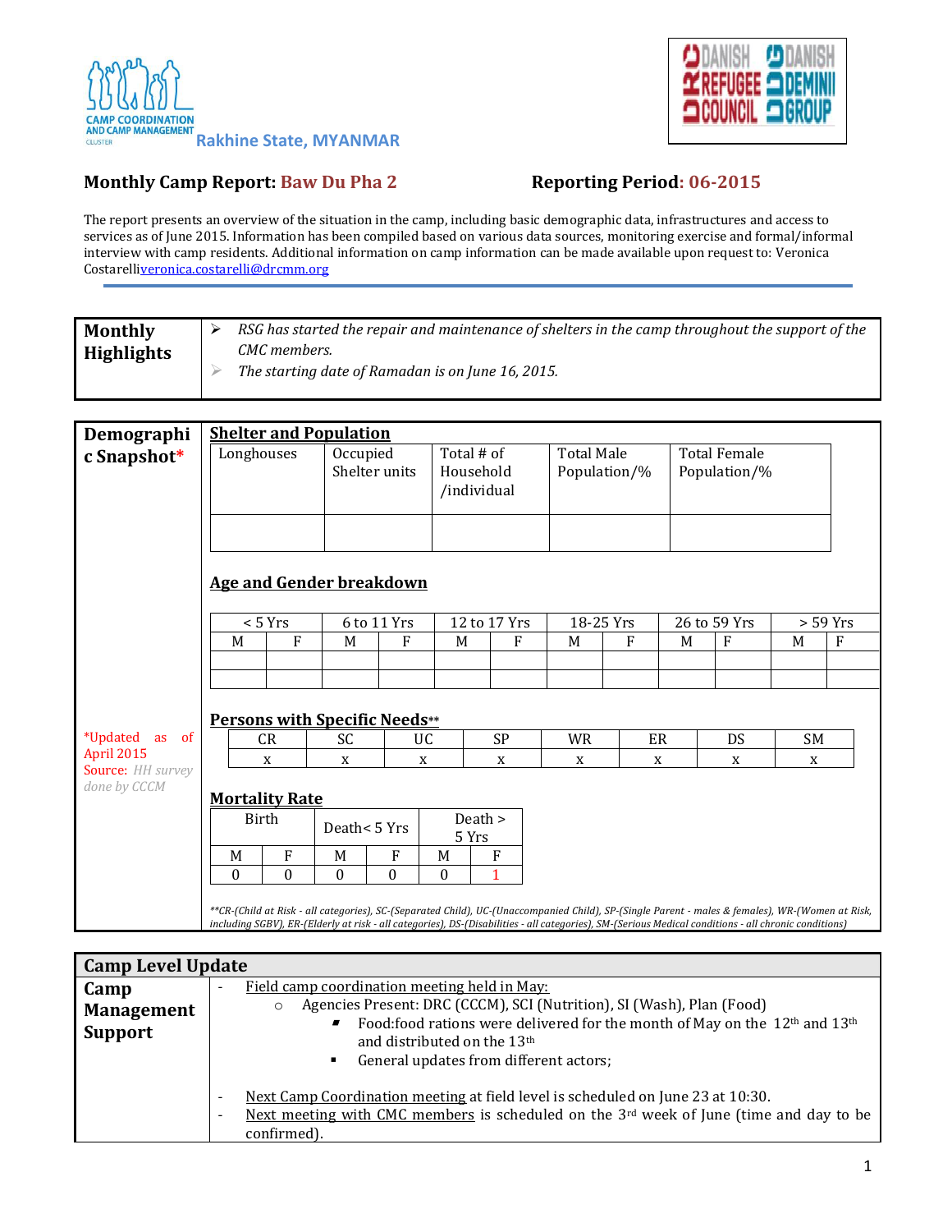CAMP COORDINATION AND CAMP MANAGEMENT CLUSTER

Rakhine State, MYANMAR

DANISH REFUGEE COUNCIL / DANISH DEMINING GROUP

**Monthly Camp Report: Baw Du Pha 2** **Reporting Period: 06-2015**

The report presents an overview of the situation in the camp, including basic demographic data, infrastructures and access to services as of June 2015. Information has been compiled based on various data sources, monitoring exercise and formal/informal interview with camp residents. Additional information on camp information can be made available upon request to: Veronica Costarelliveronica.costarelli@drcmm.org

| **Monthly Highlights** | ➢ *RSG has started the repair and maintenance of shelters in the camp throughout the support of the CMC members.* ➢ *The starting date of Ramadan is on June 16, 2015.* |
|---|---|

## Demographic Snapshot*

*Updated as of April 2015
Source: *HH survey done by CCCM*

### Shelter and Population

| Longhouses | Occupied Shelter units | Total # of Household /individual | Total Male Population/% | Total Female Population/% |
|---|---|---|---|---|
| | | | | |

### Age and Gender breakdown

| < 5 Yrs | | 6 to 11 Yrs | | 12 to 17 Yrs | | 18-25 Yrs | | 26 to 59 Yrs | | > 59 Yrs | |
|---|---|---|---|---|---|---|---|---|---|---|---|
| M | F | M | F | M | F | M | F | M | F | M | F |
| | | | | | | | | | | | |
| | | | | | | | | | | | |

### Persons with Specific Needs**

| CR | SC | UC | SP | WR | ER | DS | SM |
|---|---|---|---|---|---|---|---|
| x | x | x | x | x | x | x | x |

### Mortality Rate

| Birth | | Death< 5 Yrs | | Death > 5 Yrs | |
|---|---|---|---|---|---|
| M | F | M | F | M | F |
| 0 | 0 | 0 | 0 | 0 | 1 |

*\*\*CR-(Child at Risk - all categories), SC-(Separated Child), UC-(Unaccompanied Child), SP-(Single Parent - males & females), WR-(Women at Risk, including SGBV), ER-(Elderly at risk - all categories), DS-(Disabilities - all categories), SM-(Serious Medical conditions - all chronic conditions)*

## Camp Level Update

### Camp Management Support

- Field camp coordination meeting held in May:
  - Agencies Present: DRC (CCCM), SCI (Nutrition), SI (Wash), Plan (Food)
    - Food:food rations were delivered for the month of May on the 12th and 13th and distributed on the 13th
    - General updates from different actors;
- Next Camp Coordination meeting at field level is scheduled on June 23 at 10:30.
- Next meeting with CMC members is scheduled on the 3rd week of June (time and day to be confirmed).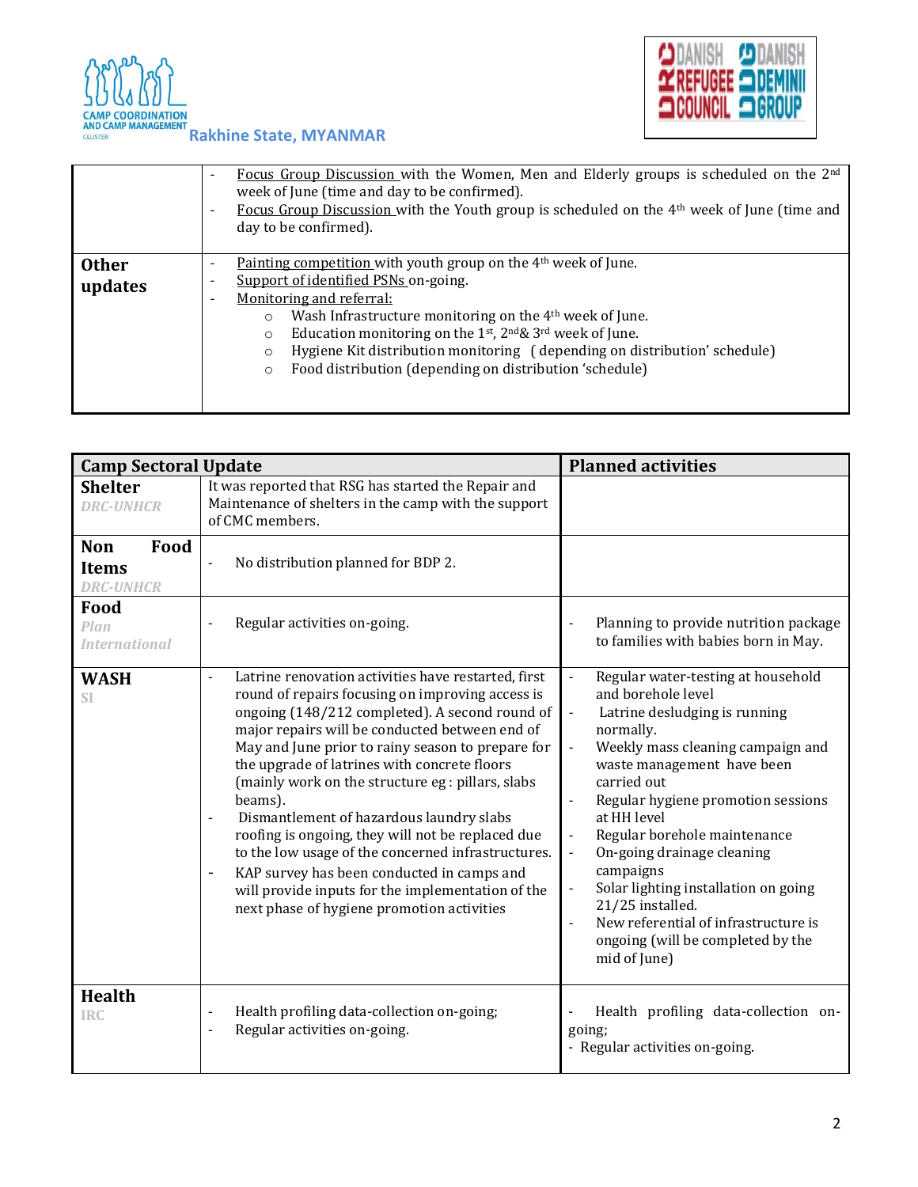Rakhine State, MYANMAR

| | |
|---|---|
| | - Focus Group Discussion with the Women, Men and Elderly groups is scheduled on the 2nd week of June (time and day to be confirmed).<br>- Focus Group Discussion with the Youth group is scheduled on the 4th week of June (time and day to be confirmed). |
| **Other updates** | - Painting competition with youth group on the 4th week of June.<br>- Support of identified PSNs on-going.<br>- Monitoring and referral:<br>  ○ Wash Infrastructure monitoring on the 4th week of June.<br>  ○ Education monitoring on the 1st, 2nd& 3rd week of June.<br>  ○ Hygiene Kit distribution monitoring ( depending on distribution' schedule)<br>  ○ Food distribution (depending on distribution 'schedule) |

| **Camp Sectoral Update** | | **Planned activities** |
|---|---|---|
| **Shelter**<br>*DRC-UNHCR* | It was reported that RSG has started the Repair and Maintenance of shelters in the camp with the support of CMC members. | |
| **Non Food Items**<br>*DRC-UNHCR* | - No distribution planned for BDP 2. | |
| **Food**<br>*Plan International* | - Regular activities on-going. | - Planning to provide nutrition package to families with babies born in May. |
| **WASH**<br>*SI* | - Latrine renovation activities have restarted, first round of repairs focusing on improving access is ongoing (148/212 completed). A second round of major repairs will be conducted between end of May and June prior to rainy season to prepare for the upgrade of latrines with concrete floors (mainly work on the structure eg : pillars, slabs beams).<br>- Dismantlement of hazardous laundry slabs roofing is ongoing, they will not be replaced due to the low usage of the concerned infrastructures.<br>- KAP survey has been conducted in camps and will provide inputs for the implementation of the next phase of hygiene promotion activities | - Regular water-testing at household and borehole level<br>- Latrine desludging is running normally.<br>- Weekly mass cleaning campaign and waste management have been carried out<br>- Regular hygiene promotion sessions at HH level<br>- Regular borehole maintenance<br>- On-going drainage cleaning campaigns<br>- Solar lighting installation on going 21/25 installed.<br>- New referential of infrastructure is ongoing (will be completed by the mid of June) |
| **Health**<br>*IRC* | - Health profiling data-collection on-going;<br>- Regular activities on-going. | - Health profiling data-collection on-going;<br>- Regular activities on-going. |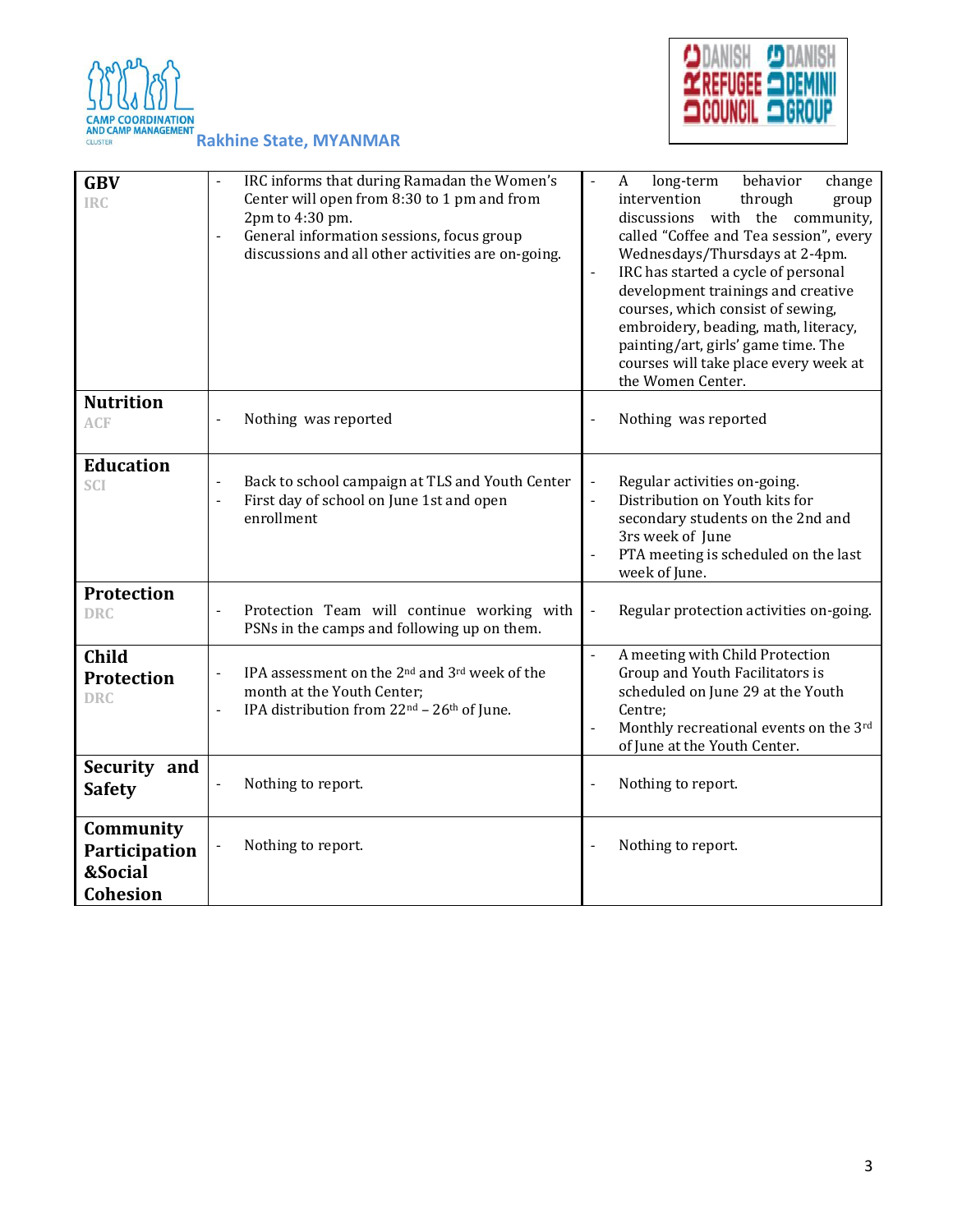Rakhine State, MYANMAR

| | | |
|---|---|---|
| **GBV** IRC | - IRC informs that during Ramadan the Women's Center will open from 8:30 to 1 pm and from 2pm to 4:30 pm.<br>- General information sessions, focus group discussions and all other activities are on-going. | - A long-term behavior change intervention through group discussions with the community, called "Coffee and Tea session", every Wednesdays/Thursdays at 2-4pm.<br>- IRC has started a cycle of personal development trainings and creative courses, which consist of sewing, embroidery, beading, math, literacy, painting/art, girls' game time. The courses will take place every week at the Women Center. |
| **Nutrition** ACF | - Nothing was reported | - Nothing was reported |
| **Education** SCI | - Back to school campaign at TLS and Youth Center<br>- First day of school on June 1st and open enrollment | - Regular activities on-going.<br>- Distribution on Youth kits for secondary students on the 2nd and 3rs week of June<br>- PTA meeting is scheduled on the last week of June. |
| **Protection** DRC | - Protection Team will continue working with PSNs in the camps and following up on them. | - Regular protection activities on-going. |
| **Child Protection** DRC | - IPA assessment on the 2nd and 3rd week of the month at the Youth Center;<br>- IPA distribution from 22nd – 26th of June. | - A meeting with Child Protection Group and Youth Facilitators is scheduled on June 29 at the Youth Centre;<br>- Monthly recreational events on the 3rd of June at the Youth Center. |
| **Security and Safety** | - Nothing to report. | - Nothing to report. |
| **Community Participation &Social Cohesion** | - Nothing to report. | - Nothing to report. |